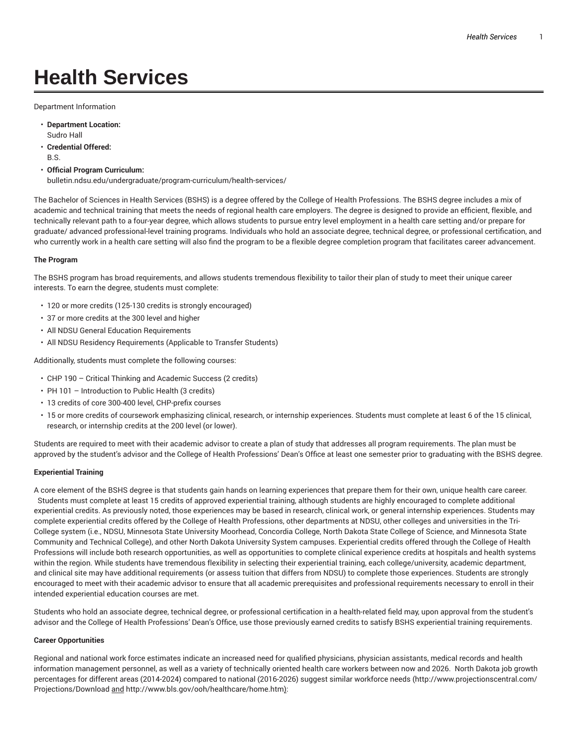# Health Services

Department Information

- **Department Location:**
  Sudro Hall
- **Credential Offered:**
  B.S.
- **Official Program Curriculum:**
  bulletin.ndsu.edu/undergraduate/program-curriculum/health-services/

The Bachelor of Sciences in Health Services (BSHS) is a degree offered by the College of Health Professions. The BSHS degree includes a mix of academic and technical training that meets the needs of regional health care employers. The degree is designed to provide an efficient, flexible, and technically relevant path to a four-year degree, which allows students to pursue entry level employment in a health care setting and/or prepare for graduate/ advanced professional-level training programs. Individuals who hold an associate degree, technical degree, or professional certification, and who currently work in a health care setting will also find the program to be a flexible degree completion program that facilitates career advancement.

**The Program**

The BSHS program has broad requirements, and allows students tremendous flexibility to tailor their plan of study to meet their unique career interests. To earn the degree, students must complete:

- 120 or more credits (125-130 credits is strongly encouraged)
- 37 or more credits at the 300 level and higher
- All NDSU General Education Requirements
- All NDSU Residency Requirements (Applicable to Transfer Students)

Additionally, students must complete the following courses:

- CHP 190 – Critical Thinking and Academic Success (2 credits)
- PH 101 – Introduction to Public Health (3 credits)
- 13 credits of core 300-400 level, CHP-prefix courses
- 15 or more credits of coursework emphasizing clinical, research, or internship experiences. Students must complete at least 6 of the 15 clinical, research, or internship credits at the 200 level (or lower).

Students are required to meet with their academic advisor to create a plan of study that addresses all program requirements. The plan must be approved by the student's advisor and the College of Health Professions' Dean's Office at least one semester prior to graduating with the BSHS degree.

**Experiential Training**

A core element of the BSHS degree is that students gain hands on learning experiences that prepare them for their own, unique health care career. Students must complete at least 15 credits of approved experiential training, although students are highly encouraged to complete additional experiential credits. As previously noted, those experiences may be based in research, clinical work, or general internship experiences. Students may complete experiential credits offered by the College of Health Professions, other departments at NDSU, other colleges and universities in the Tri-College system (i.e., NDSU, Minnesota State University Moorhead, Concordia College, North Dakota State College of Science, and Minnesota State Community and Technical College), and other North Dakota University System campuses. Experiential credits offered through the College of Health Professions will include both research opportunities, as well as opportunities to complete clinical experience credits at hospitals and health systems within the region. While students have tremendous flexibility in selecting their experiential training, each college/university, academic department, and clinical site may have additional requirements (or assess tuition that differs from NDSU) to complete those experiences. Students are strongly encouraged to meet with their academic advisor to ensure that all academic prerequisites and professional requirements necessary to enroll in their intended experiential education courses are met.

Students who hold an associate degree, technical degree, or professional certification in a health-related field may, upon approval from the student's advisor and the College of Health Professions' Dean's Office, use those previously earned credits to satisfy BSHS experiential training requirements.

**Career Opportunities**

Regional and national work force estimates indicate an increased need for qualified physicians, physician assistants, medical records and health information management personnel, as well as a variety of technically oriented health care workers between now and 2026. North Dakota job growth percentages for different areas (2014-2024) compared to national (2016-2026) suggest similar workforce needs (http://www.projectionscentral.com/Projections/Download and http://www.bls.gov/ooh/healthcare/home.htm):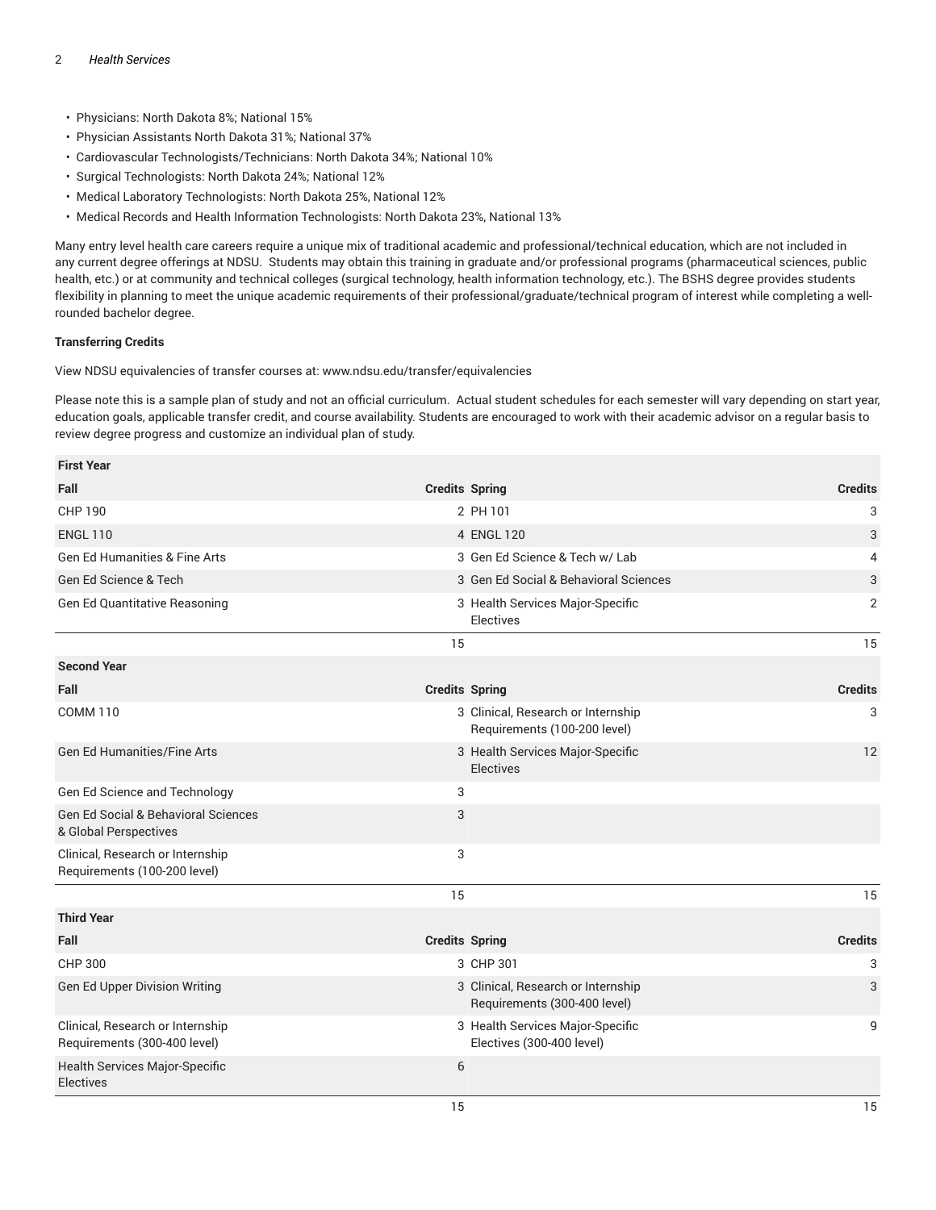- Physicians: North Dakota 8%; National 15%
- Physician Assistants North Dakota 31%; National 37%
- Cardiovascular Technologists/Technicians: North Dakota 34%; National 10%
- Surgical Technologists: North Dakota 24%; National 12%
- Medical Laboratory Technologists: North Dakota 25%, National 12%
- Medical Records and Health Information Technologists: North Dakota 23%, National 13%

Many entry level health care careers require a unique mix of traditional academic and professional/technical education, which are not included in any current degree offerings at NDSU. Students may obtain this training in graduate and/or professional programs (pharmaceutical sciences, public health, etc.) or at community and technical colleges (surgical technology, health information technology, etc.). The BSHS degree provides students flexibility in planning to meet the unique academic requirements of their professional/graduate/technical program of interest while completing a well-rounded bachelor degree.

**Transferring Credits**

View NDSU equivalencies of transfer courses at: www.ndsu.edu/transfer/equivalencies

Please note this is a sample plan of study and not an official curriculum. Actual student schedules for each semester will vary depending on start year, education goals, applicable transfer credit, and course availability. Students are encouraged to work with their academic advisor on a regular basis to review degree progress and customize an individual plan of study.

| **First Year** | | | |
|---|---|---|---|
| **Fall** | **Credits** | **Spring** | **Credits** |
| CHP 190 | 2 | PH 101 | 3 |
| ENGL 110 | 4 | ENGL 120 | 3 |
| Gen Ed Humanities & Fine Arts | 3 | Gen Ed Science & Tech w/ Lab | 4 |
| Gen Ed Science & Tech | 3 | Gen Ed Social & Behavioral Sciences | 3 |
| Gen Ed Quantitative Reasoning | 3 | Health Services Major-Specific Electives | 2 |
| | 15 | | 15 |
| **Second Year** | | | |
| **Fall** | **Credits** | **Spring** | **Credits** |
| COMM 110 | 3 | Clinical, Research or Internship Requirements (100-200 level) | 3 |
| Gen Ed Humanities/Fine Arts | 3 | Health Services Major-Specific Electives | 12 |
| Gen Ed Science and Technology | 3 | | |
| Gen Ed Social & Behavioral Sciences & Global Perspectives | 3 | | |
| Clinical, Research or Internship Requirements (100-200 level) | 3 | | |
| | 15 | | 15 |
| **Third Year** | | | |
| **Fall** | **Credits** | **Spring** | **Credits** |
| CHP 300 | 3 | CHP 301 | 3 |
| Gen Ed Upper Division Writing | 3 | Clinical, Research or Internship Requirements (300-400 level) | 3 |
| Clinical, Research or Internship Requirements (300-400 level) | 3 | Health Services Major-Specific Electives (300-400 level) | 9 |
| Health Services Major-Specific Electives | 6 | | |
| | 15 | | 15 |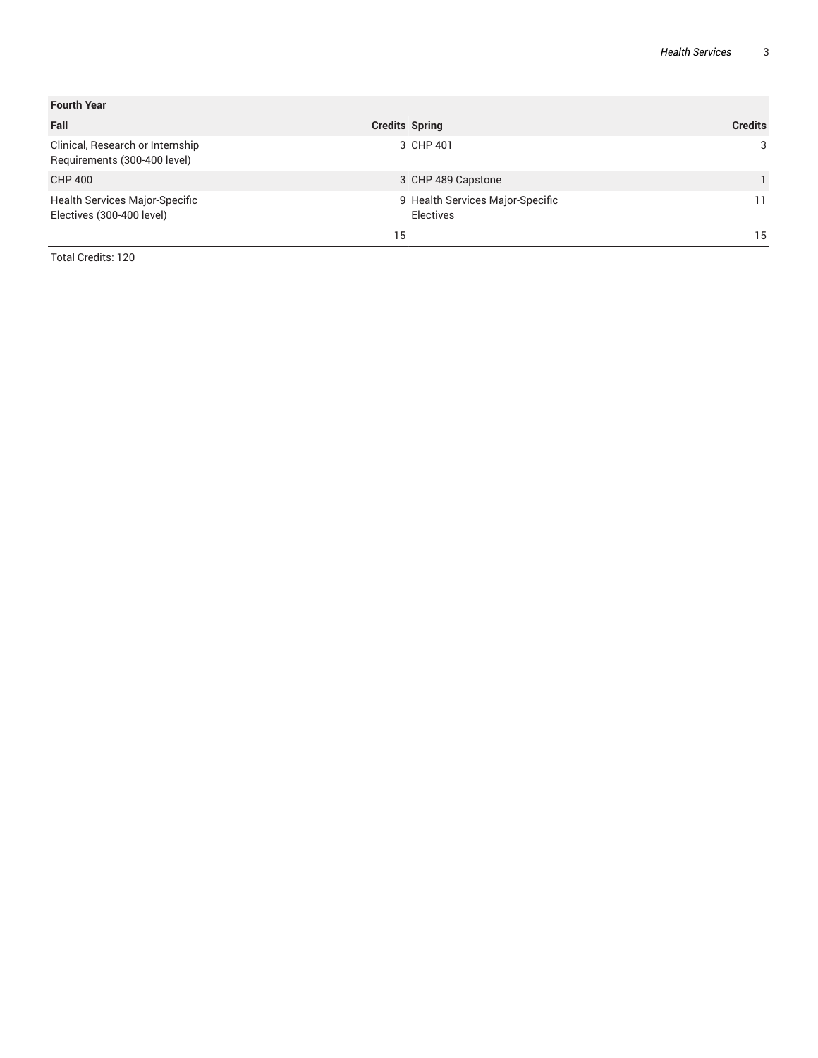| Fourth Year | | | |
|---|---|---|---|
| **Fall** | **Credits** | **Spring** | **Credits** |
| Clinical, Research or Internship Requirements (300-400 level) | 3 | CHP 401 | 3 |
| CHP 400 | 3 | CHP 489 Capstone | 1 |
| Health Services Major-Specific Electives (300-400 level) | 9 | Health Services Major-Specific Electives | 11 |
| | 15 | | 15 |

Total Credits: 120